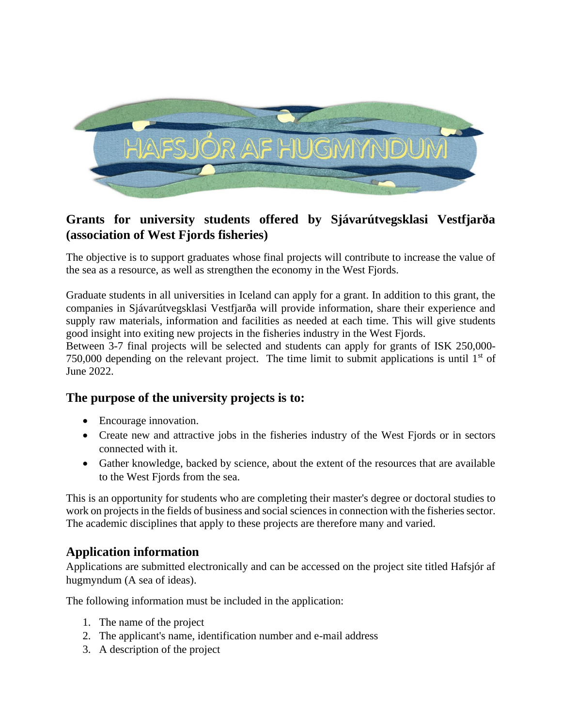# HAFSJÓR AF HUGMYNDUM

## Grants for university students offered by Sjávarútvegsklasi Vestfjarða (association of West Fjords fisheries)

The objective is to support graduates whose final projects will contribute to increase the value of the sea as a resource, as well as strengthen the economy in the West Fjords.

Graduate students in all universities in Iceland can apply for a grant. In addition to this grant, the companies in Sjávarútvegsklasi Vestfjarða will provide information, share their experience and supply raw materials, information and facilities as needed at each time. This will give students good insight into exiting new projects in the fisheries industry in the West Fjords.
Between 3-7 final projects will be selected and students can apply for grants of ISK 250,000-750,000 depending on the relevant project. The time limit to submit applications is until 1st of June 2022.

## The purpose of the university projects is to:

- Encourage innovation.
- Create new and attractive jobs in the fisheries industry of the West Fjords or in sectors connected with it.
- Gather knowledge, backed by science, about the extent of the resources that are available to the West Fjords from the sea.

This is an opportunity for students who are completing their master's degree or doctoral studies to work on projects in the fields of business and social sciences in connection with the fisheries sector. The academic disciplines that apply to these projects are therefore many and varied.

## Application information

Applications are submitted electronically and can be accessed on the project site titled Hafsjór af hugmyndum (A sea of ideas).

The following information must be included in the application:

1. The name of the project
2. The applicant's name, identification number and e-mail address
3. A description of the project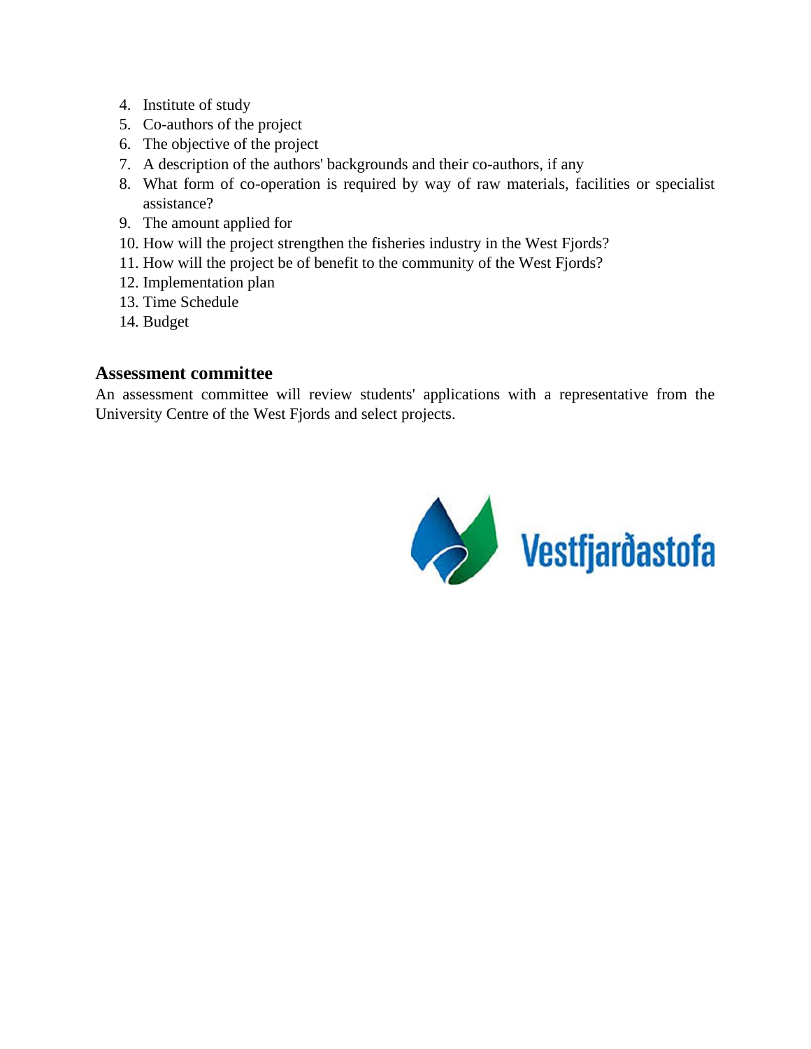4. Institute of study
5. Co-authors of the project
6. The objective of the project
7. A description of the authors' backgrounds and their co-authors, if any
8. What form of co-operation is required by way of raw materials, facilities or specialist assistance?
9. The amount applied for
10. How will the project strengthen the fisheries industry in the West Fjords?
11. How will the project be of benefit to the community of the West Fjords?
12. Implementation plan
13. Time Schedule
14. Budget

## Assessment committee

An assessment committee will review students' applications with a representative from the University Centre of the West Fjords and select projects.

Vestfjarðastofa